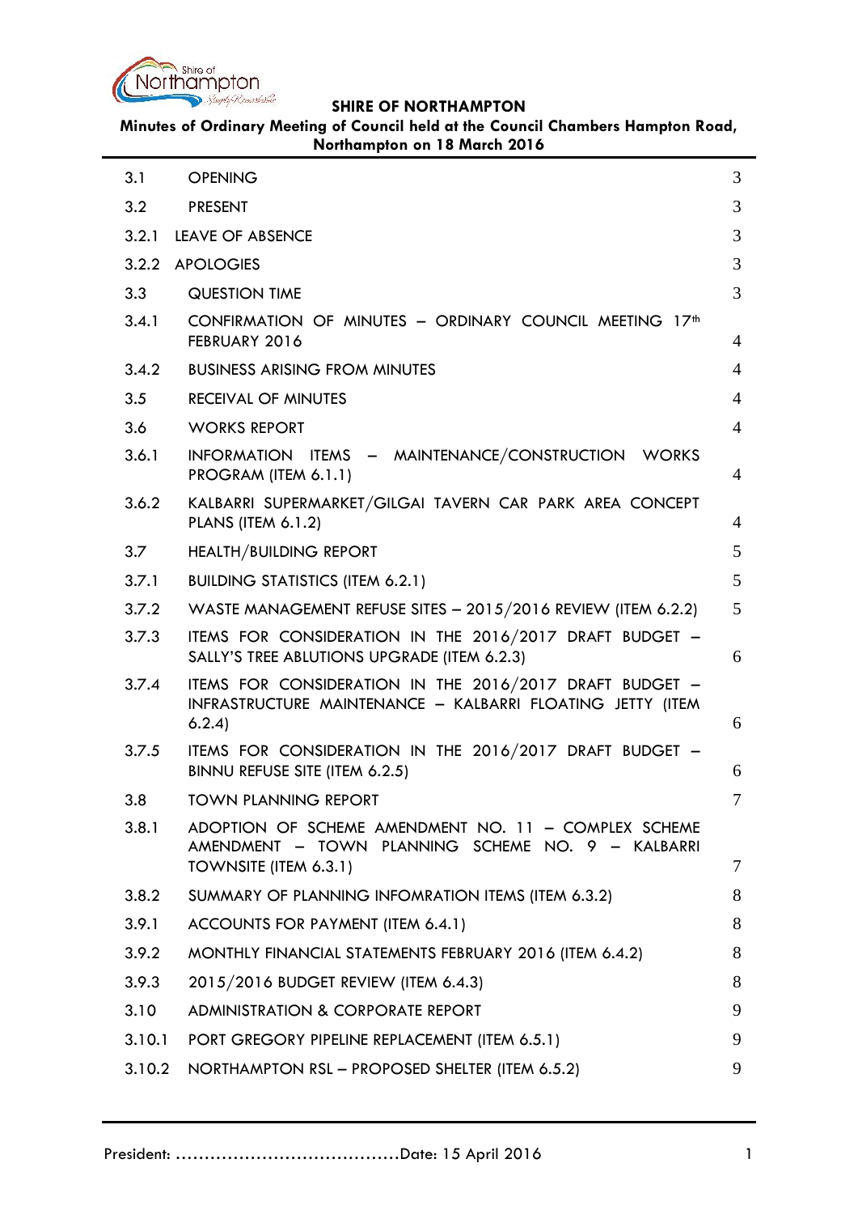**SHIRE OF NORTHAMPTON**

**Minutes of Ordinary Meeting of Council held at the Council Chambers Hampton Road, Northampton on 18 March 2016**

| | | |
|---|---|---|
| 3.1 | OPENING | 3 |
| 3.2 | PRESENT | 3 |
| 3.2.1 | LEAVE OF ABSENCE | 3 |
| 3.2.2 | APOLOGIES | 3 |
| 3.3 | QUESTION TIME | 3 |
| 3.4.1 | CONFIRMATION OF MINUTES – ORDINARY COUNCIL MEETING 17th FEBRUARY 2016 | 4 |
| 3.4.2 | BUSINESS ARISING FROM MINUTES | 4 |
| 3.5 | RECEIVAL OF MINUTES | 4 |
| 3.6 | WORKS REPORT | 4 |
| 3.6.1 | INFORMATION ITEMS – MAINTENANCE/CONSTRUCTION WORKS PROGRAM (ITEM 6.1.1) | 4 |
| 3.6.2 | KALBARRI SUPERMARKET/GILGAI TAVERN CAR PARK AREA CONCEPT PLANS (ITEM 6.1.2) | 4 |
| 3.7 | HEALTH/BUILDING REPORT | 5 |
| 3.7.1 | BUILDING STATISTICS (ITEM 6.2.1) | 5 |
| 3.7.2 | WASTE MANAGEMENT REFUSE SITES – 2015/2016 REVIEW (ITEM 6.2.2) | 5 |
| 3.7.3 | ITEMS FOR CONSIDERATION IN THE 2016/2017 DRAFT BUDGET – SALLY'S TREE ABLUTIONS UPGRADE (ITEM 6.2.3) | 6 |
| 3.7.4 | ITEMS FOR CONSIDERATION IN THE 2016/2017 DRAFT BUDGET – INFRASTRUCTURE MAINTENANCE – KALBARRI FLOATING JETTY (ITEM 6.2.4) | 6 |
| 3.7.5 | ITEMS FOR CONSIDERATION IN THE 2016/2017 DRAFT BUDGET – BINNU REFUSE SITE (ITEM 6.2.5) | 6 |
| 3.8 | TOWN PLANNING REPORT | 7 |
| 3.8.1 | ADOPTION OF SCHEME AMENDMENT NO. 11 – COMPLEX SCHEME AMENDMENT – TOWN PLANNING SCHEME NO. 9 – KALBARRI TOWNSITE (ITEM 6.3.1) | 7 |
| 3.8.2 | SUMMARY OF PLANNING INFOMRATION ITEMS (ITEM 6.3.2) | 8 |
| 3.9.1 | ACCOUNTS FOR PAYMENT (ITEM 6.4.1) | 8 |
| 3.9.2 | MONTHLY FINANCIAL STATEMENTS FEBRUARY 2016 (ITEM 6.4.2) | 8 |
| 3.9.3 | 2015/2016 BUDGET REVIEW (ITEM 6.4.3) | 8 |
| 3.10 | ADMINISTRATION & CORPORATE REPORT | 9 |
| 3.10.1 | PORT GREGORY PIPELINE REPLACEMENT (ITEM 6.5.1) | 9 |
| 3.10.2 | NORTHAMPTON RSL – PROPOSED SHELTER (ITEM 6.5.2) | 9 |

President: ……………………………………Date: 15 April 2016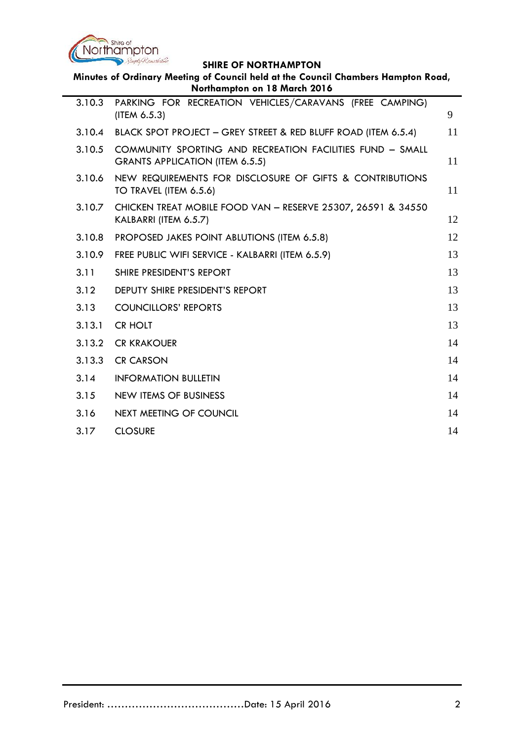| | | |
|---|---|---|
| 3.10.3 | PARKING FOR RECREATION VEHICLES/CARAVANS (FREE CAMPING) (ITEM 6.5.3) | 9 |
| 3.10.4 | BLACK SPOT PROJECT – GREY STREET & RED BLUFF ROAD (ITEM 6.5.4) | 11 |
| 3.10.5 | COMMUNITY SPORTING AND RECREATION FACILITIES FUND – SMALL GRANTS APPLICATION (ITEM 6.5.5) | 11 |
| 3.10.6 | NEW REQUIREMENTS FOR DISCLOSURE OF GIFTS & CONTRIBUTIONS TO TRAVEL (ITEM 6.5.6) | 11 |
| 3.10.7 | CHICKEN TREAT MOBILE FOOD VAN – RESERVE 25307, 26591 & 34550 KALBARRI (ITEM 6.5.7) | 12 |
| 3.10.8 | PROPOSED JAKES POINT ABLUTIONS (ITEM 6.5.8) | 12 |
| 3.10.9 | FREE PUBLIC WIFI SERVICE - KALBARRI (ITEM 6.5.9) | 13 |
| 3.11 | SHIRE PRESIDENT'S REPORT | 13 |
| 3.12 | DEPUTY SHIRE PRESIDENT'S REPORT | 13 |
| 3.13 | COUNCILLORS' REPORTS | 13 |
| 3.13.1 | CR HOLT | 13 |
| 3.13.2 | CR KRAKOUER | 14 |
| 3.13.3 | CR CARSON | 14 |
| 3.14 | INFORMATION BULLETIN | 14 |
| 3.15 | NEW ITEMS OF BUSINESS | 14 |
| 3.16 | NEXT MEETING OF COUNCIL | 14 |
| 3.17 | CLOSURE | 14 |

President: ………………………………….Date: 15 April 2016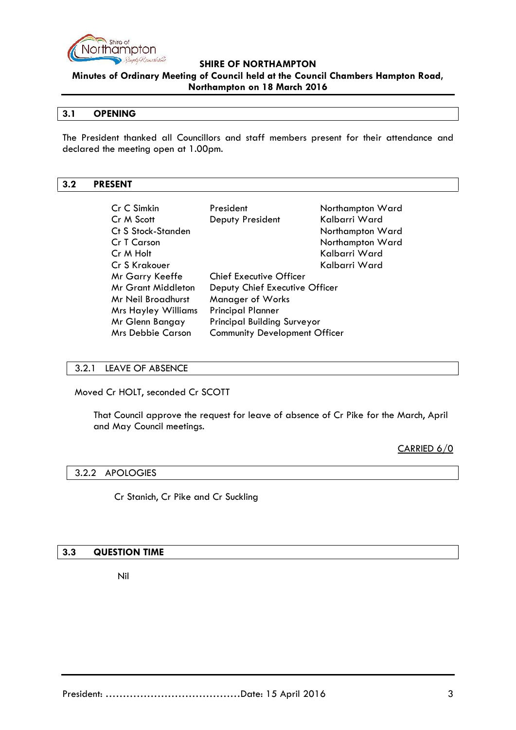## 3.1 OPENING

The President thanked all Councillors and staff members present for their attendance and declared the meeting open at 1.00pm.

## 3.2 PRESENT

| | | |
|---|---|---|
| Cr C Simkin | President | Northampton Ward |
| Cr M Scott | Deputy President | Kalbarri Ward |
| Ct S Stock-Standen | | Northampton Ward |
| Cr T Carson | | Northampton Ward |
| Cr M Holt | | Kalbarri Ward |
| Cr S Krakouer | | Kalbarri Ward |
| Mr Garry Keeffe | Chief Executive Officer | |
| Mr Grant Middleton | Deputy Chief Executive Officer | |
| Mr Neil Broadhurst | Manager of Works | |
| Mrs Hayley Williams | Principal Planner | |
| Mr Glenn Bangay | Principal Building Surveyor | |
| Mrs Debbie Carson | Community Development Officer | |

### 3.2.1 LEAVE OF ABSENCE

Moved Cr HOLT, seconded Cr SCOTT

That Council approve the request for leave of absence of Cr Pike for the March, April and May Council meetings.

CARRIED 6/0

### 3.2.2 APOLOGIES

Cr Stanich, Cr Pike and Cr Suckling

## 3.3 QUESTION TIME

Nil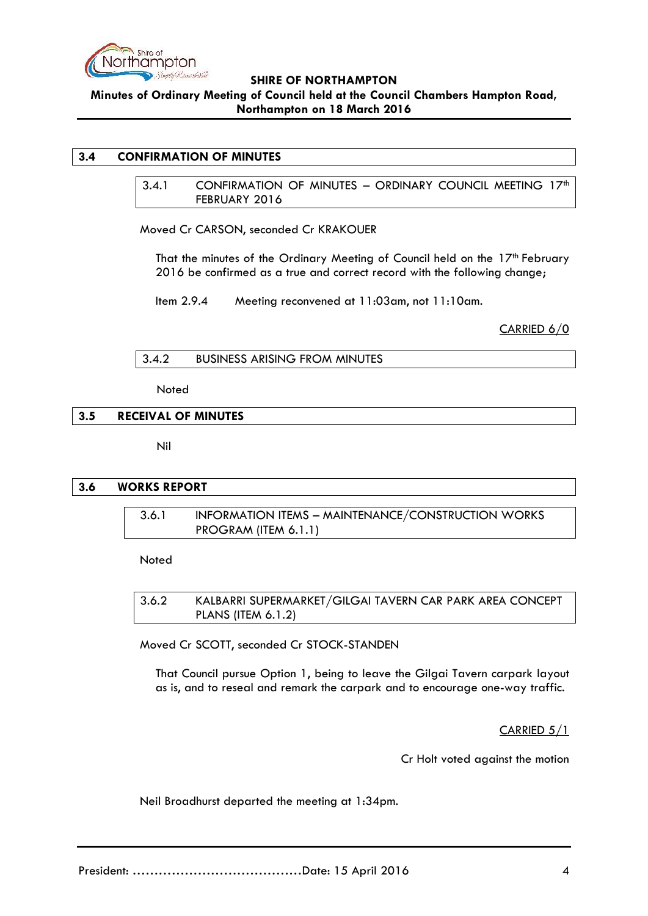## 3.4 CONFIRMATION OF MINUTES

### 3.4.1 CONFIRMATION OF MINUTES – ORDINARY COUNCIL MEETING 17th FEBRUARY 2016

Moved Cr CARSON, seconded Cr KRAKOUER

That the minutes of the Ordinary Meeting of Council held on the 17th February 2016 be confirmed as a true and correct record with the following change;

Item 2.9.4 Meeting reconvened at 11:03am, not 11:10am.

CARRIED 6/0

### 3.4.2 BUSINESS ARISING FROM MINUTES

Noted

## 3.5 RECEIVAL OF MINUTES

Nil

## 3.6 WORKS REPORT

### 3.6.1 INFORMATION ITEMS – MAINTENANCE/CONSTRUCTION WORKS PROGRAM (ITEM 6.1.1)

Noted

### 3.6.2 KALBARRI SUPERMARKET/GILGAI TAVERN CAR PARK AREA CONCEPT PLANS (ITEM 6.1.2)

Moved Cr SCOTT, seconded Cr STOCK-STANDEN

That Council pursue Option 1, being to leave the Gilgai Tavern carpark layout as is, and to reseal and remark the carpark and to encourage one-way traffic.

CARRIED 5/1

Cr Holt voted against the motion

Neil Broadhurst departed the meeting at 1:34pm.

President: ………………………………….Date: 15 April 2016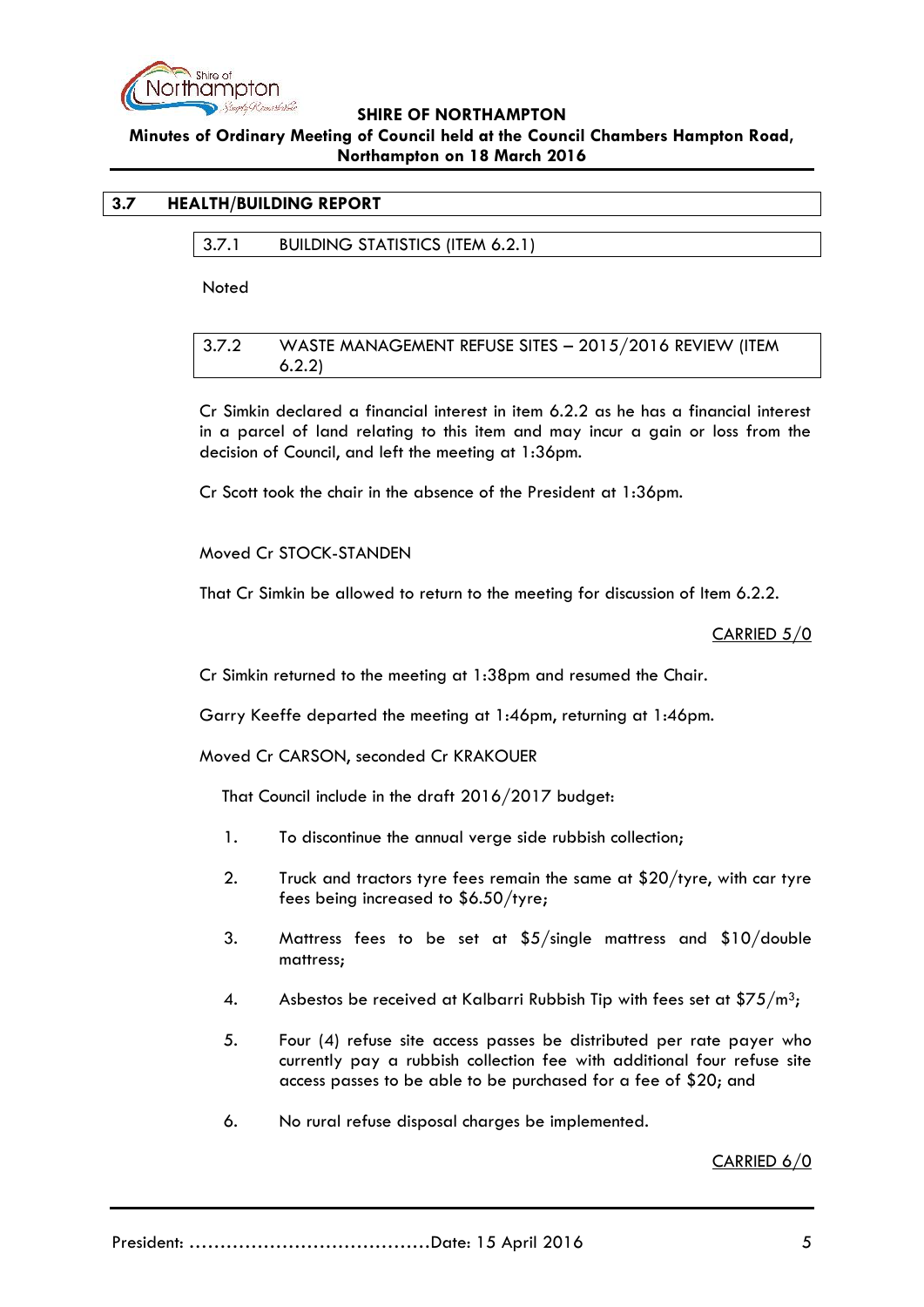## 3.7 HEALTH/BUILDING REPORT

### 3.7.1 BUILDING STATISTICS (ITEM 6.2.1)

Noted

### 3.7.2 WASTE MANAGEMENT REFUSE SITES – 2015/2016 REVIEW (ITEM 6.2.2)

Cr Simkin declared a financial interest in item 6.2.2 as he has a financial interest in a parcel of land relating to this item and may incur a gain or loss from the decision of Council, and left the meeting at 1:36pm.

Cr Scott took the chair in the absence of the President at 1:36pm.

Moved Cr STOCK-STANDEN

That Cr Simkin be allowed to return to the meeting for discussion of Item 6.2.2.

CARRIED 5/0

Cr Simkin returned to the meeting at 1:38pm and resumed the Chair.

Garry Keeffe departed the meeting at 1:46pm, returning at 1:46pm.

Moved Cr CARSON, seconded Cr KRAKOUER

That Council include in the draft 2016/2017 budget:

1. To discontinue the annual verge side rubbish collection;
2. Truck and tractors tyre fees remain the same at $20/tyre, with car tyre fees being increased to $6.50/tyre;
3. Mattress fees to be set at $5/single mattress and $10/double mattress;
4. Asbestos be received at Kalbarri Rubbish Tip with fees set at $75/m$^3$;
5. Four (4) refuse site access passes be distributed per rate payer who currently pay a rubbish collection fee with additional four refuse site access passes to be able to be purchased for a fee of $20; and
6. No rural refuse disposal charges be implemented.

CARRIED 6/0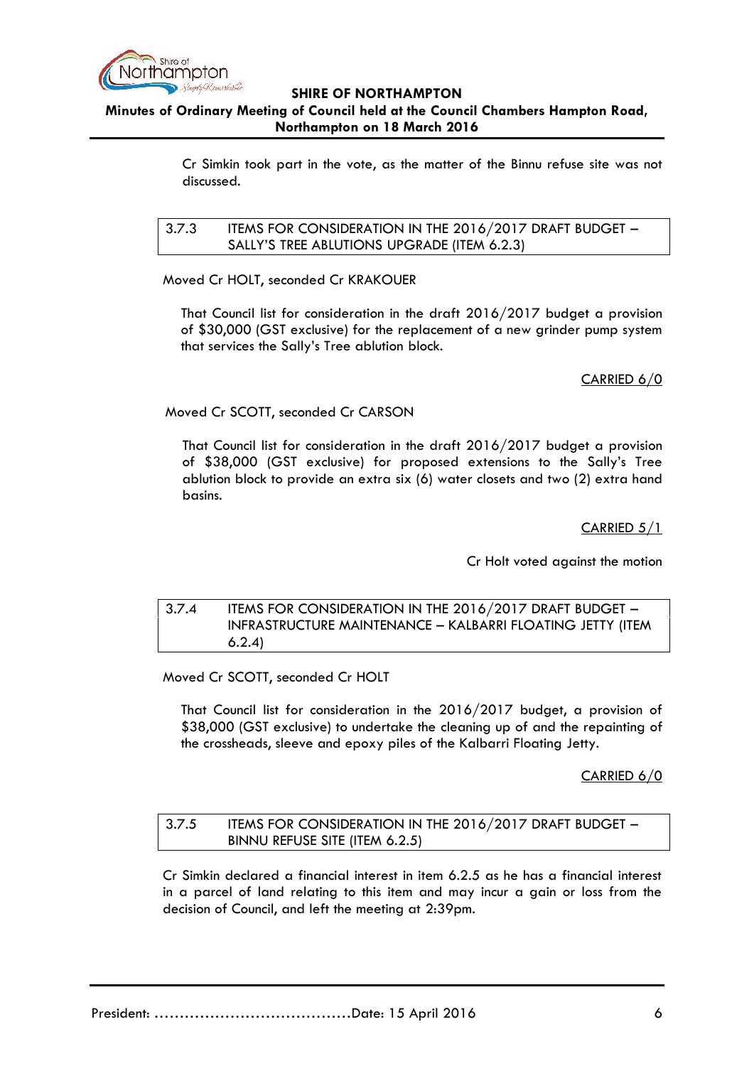Cr Simkin took part in the vote, as the matter of the Binnu refuse site was not discussed.

### 3.7.3 ITEMS FOR CONSIDERATION IN THE 2016/2017 DRAFT BUDGET – SALLY'S TREE ABLUTIONS UPGRADE (ITEM 6.2.3)

Moved Cr HOLT, seconded Cr KRAKOUER

That Council list for consideration in the draft 2016/2017 budget a provision of $30,000 (GST exclusive) for the replacement of a new grinder pump system that services the Sally's Tree ablution block.

<u>CARRIED 6/0</u>

Moved Cr SCOTT, seconded Cr CARSON

That Council list for consideration in the draft 2016/2017 budget a provision of $38,000 (GST exclusive) for proposed extensions to the Sally's Tree ablution block to provide an extra six (6) water closets and two (2) extra hand basins.

<u>CARRIED 5/1</u>

Cr Holt voted against the motion

### 3.7.4 ITEMS FOR CONSIDERATION IN THE 2016/2017 DRAFT BUDGET – INFRASTRUCTURE MAINTENANCE – KALBARRI FLOATING JETTY (ITEM 6.2.4)

Moved Cr SCOTT, seconded Cr HOLT

That Council list for consideration in the 2016/2017 budget, a provision of $38,000 (GST exclusive) to undertake the cleaning up of and the repainting of the crossheads, sleeve and epoxy piles of the Kalbarri Floating Jetty.

<u>CARRIED 6/0</u>

### 3.7.5 ITEMS FOR CONSIDERATION IN THE 2016/2017 DRAFT BUDGET – BINNU REFUSE SITE (ITEM 6.2.5)

Cr Simkin declared a financial interest in item 6.2.5 as he has a financial interest in a parcel of land relating to this item and may incur a gain or loss from the decision of Council, and left the meeting at 2:39pm.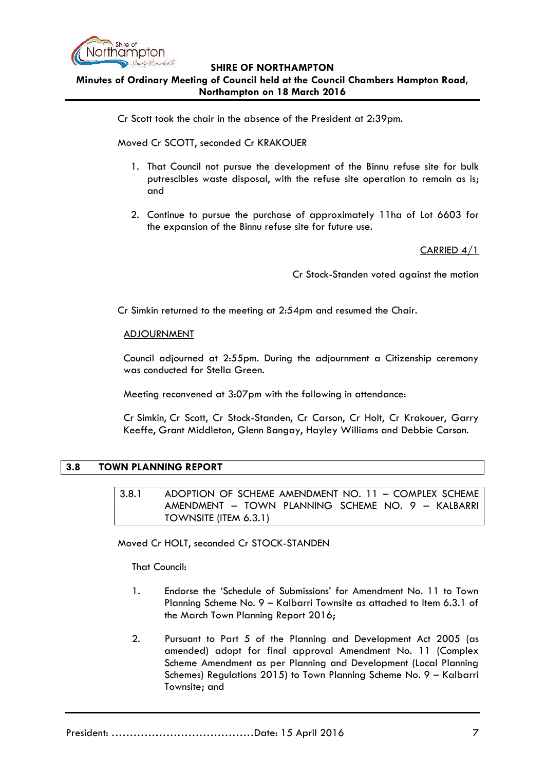Cr Scott took the chair in the absence of the President at 2:39pm.

Moved Cr SCOTT, seconded Cr KRAKOUER

1. That Council not pursue the development of the Binnu refuse site for bulk putrescibles waste disposal, with the refuse site operation to remain as is; and

2. Continue to pursue the purchase of approximately 11ha of Lot 6603 for the expansion of the Binnu refuse site for future use.

CARRIED 4/1

Cr Stock-Standen voted against the motion

Cr Simkin returned to the meeting at 2:54pm and resumed the Chair.

ADJOURNMENT

Council adjourned at 2:55pm. During the adjournment a Citizenship ceremony was conducted for Stella Green.

Meeting reconvened at 3:07pm with the following in attendance:

Cr Simkin, Cr Scott, Cr Stock-Standen, Cr Carson, Cr Holt, Cr Krakouer, Garry Keeffe, Grant Middleton, Glenn Bangay, Hayley Williams and Debbie Carson.

## 3.8 TOWN PLANNING REPORT

### 3.8.1 ADOPTION OF SCHEME AMENDMENT NO. 11 – COMPLEX SCHEME AMENDMENT – TOWN PLANNING SCHEME NO. 9 – KALBARRI TOWNSITE (ITEM 6.3.1)

Moved Cr HOLT, seconded Cr STOCK-STANDEN

That Council:

1. Endorse the 'Schedule of Submissions' for Amendment No. 11 to Town Planning Scheme No. 9 – Kalbarri Townsite as attached to Item 6.3.1 of the March Town Planning Report 2016;

2. Pursuant to Part 5 of the Planning and Development Act 2005 (as amended) adopt for final approval Amendment No. 11 (Complex Scheme Amendment as per Planning and Development (Local Planning Schemes) Regulations 2015) to Town Planning Scheme No. 9 – Kalbarri Townsite; and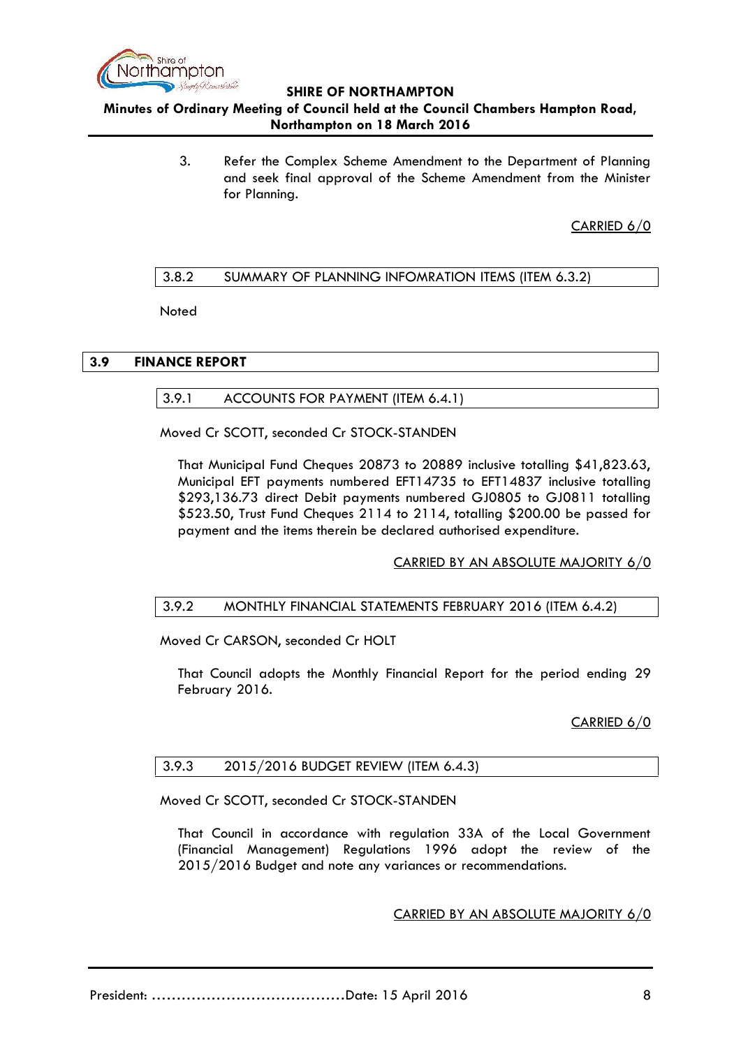3. Refer the Complex Scheme Amendment to the Department of Planning and seek final approval of the Scheme Amendment from the Minister for Planning.

CARRIED 6/0

#### 3.8.2 SUMMARY OF PLANNING INFOMRATION ITEMS (ITEM 6.3.2)

Noted

### 3.9 FINANCE REPORT

#### 3.9.1 ACCOUNTS FOR PAYMENT (ITEM 6.4.1)

Moved Cr SCOTT, seconded Cr STOCK-STANDEN

That Municipal Fund Cheques 20873 to 20889 inclusive totalling $41,823.63, Municipal EFT payments numbered EFT14735 to EFT14837 inclusive totalling $293,136.73 direct Debit payments numbered GJ0805 to GJ0811 totalling $523.50, Trust Fund Cheques 2114 to 2114, totalling $200.00 be passed for payment and the items therein be declared authorised expenditure.

CARRIED BY AN ABSOLUTE MAJORITY 6/0

#### 3.9.2 MONTHLY FINANCIAL STATEMENTS FEBRUARY 2016 (ITEM 6.4.2)

Moved Cr CARSON, seconded Cr HOLT

That Council adopts the Monthly Financial Report for the period ending 29 February 2016.

CARRIED 6/0

#### 3.9.3 2015/2016 BUDGET REVIEW (ITEM 6.4.3)

Moved Cr SCOTT, seconded Cr STOCK-STANDEN

That Council in accordance with regulation 33A of the Local Government (Financial Management) Regulations 1996 adopt the review of the 2015/2016 Budget and note any variances or recommendations.

CARRIED BY AN ABSOLUTE MAJORITY 6/0

President: …………………………………Date: 15 April 2016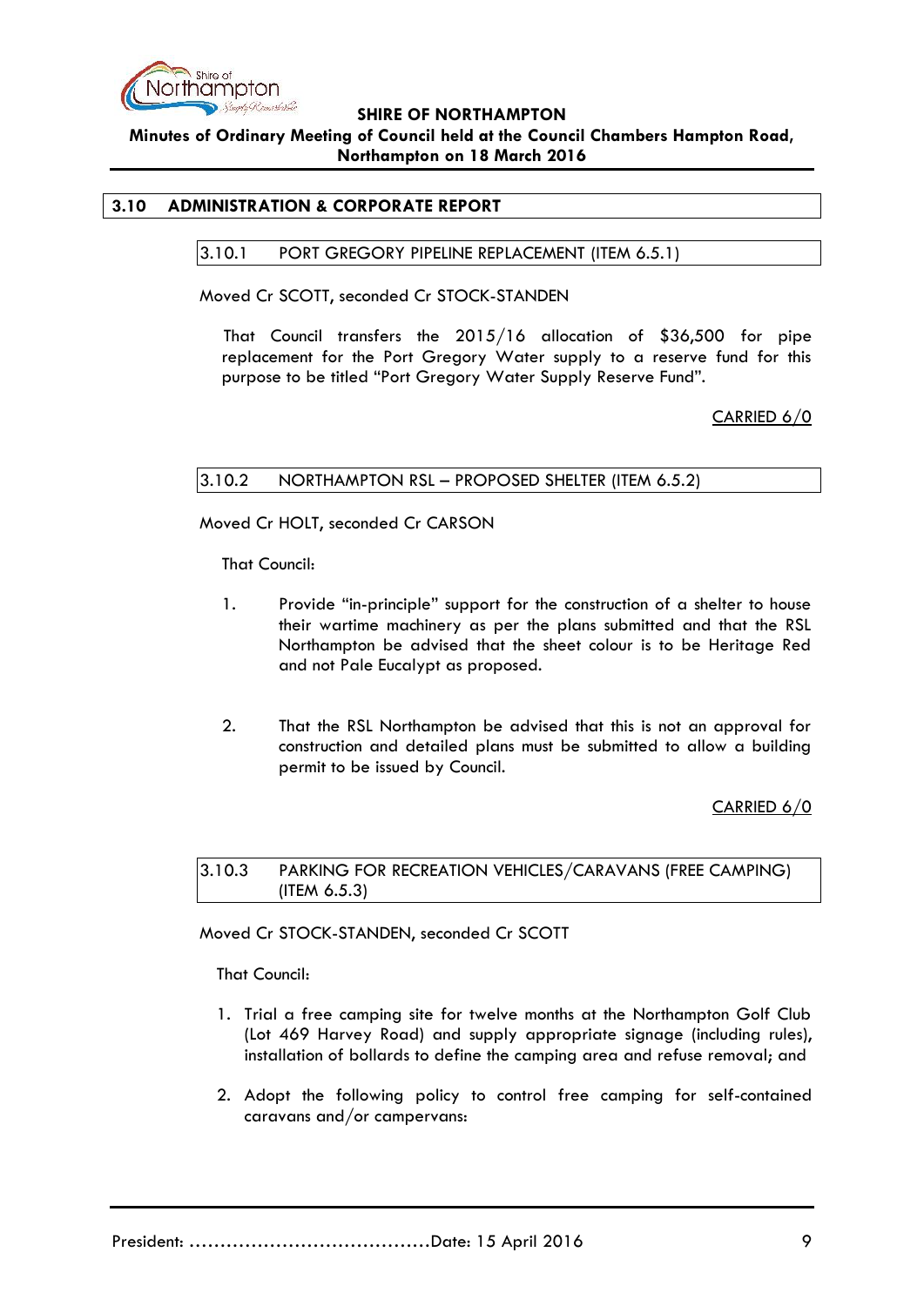## 3.10 ADMINISTRATION & CORPORATE REPORT

### 3.10.1 PORT GREGORY PIPELINE REPLACEMENT (ITEM 6.5.1)

Moved Cr SCOTT, seconded Cr STOCK-STANDEN

That Council transfers the 2015/16 allocation of $36,500 for pipe replacement for the Port Gregory Water supply to a reserve fund for this purpose to be titled "Port Gregory Water Supply Reserve Fund".

CARRIED 6/0

### 3.10.2 NORTHAMPTON RSL – PROPOSED SHELTER (ITEM 6.5.2)

Moved Cr HOLT, seconded Cr CARSON

That Council:

1. Provide "in-principle" support for the construction of a shelter to house their wartime machinery as per the plans submitted and that the RSL Northampton be advised that the sheet colour is to be Heritage Red and not Pale Eucalypt as proposed.

2. That the RSL Northampton be advised that this is not an approval for construction and detailed plans must be submitted to allow a building permit to be issued by Council.

CARRIED 6/0

### 3.10.3 PARKING FOR RECREATION VEHICLES/CARAVANS (FREE CAMPING) (ITEM 6.5.3)

Moved Cr STOCK-STANDEN, seconded Cr SCOTT

That Council:

1. Trial a free camping site for twelve months at the Northampton Golf Club (Lot 469 Harvey Road) and supply appropriate signage (including rules), installation of bollards to define the camping area and refuse removal; and

2. Adopt the following policy to control free camping for self-contained caravans and/or campervans:

President: ......................................Date: 15 April 2016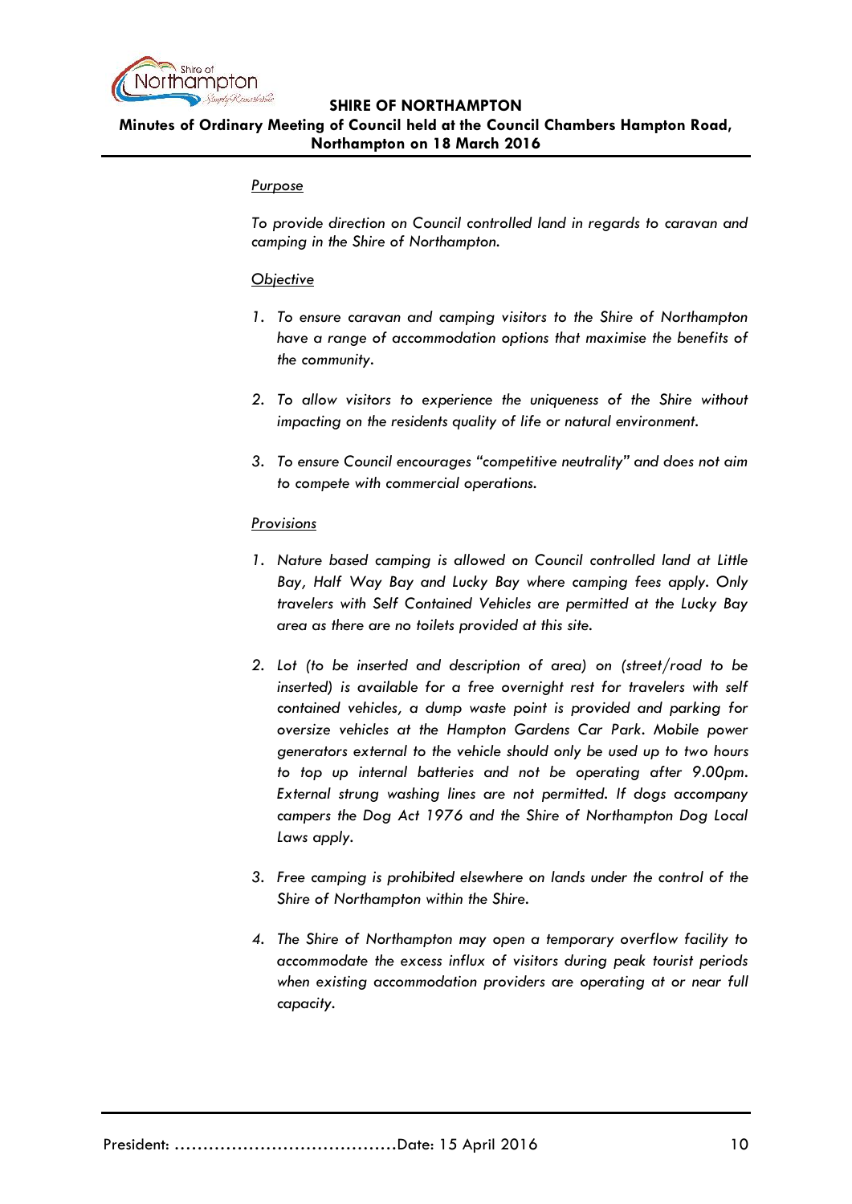*Purpose*

*To provide direction on Council controlled land in regards to caravan and camping in the Shire of Northampton.*

*Objective*

1. *To ensure caravan and camping visitors to the Shire of Northampton have a range of accommodation options that maximise the benefits of the community.*

2. *To allow visitors to experience the uniqueness of the Shire without impacting on the residents quality of life or natural environment.*

3. *To ensure Council encourages "competitive neutrality" and does not aim to compete with commercial operations.*

*Provisions*

1. *Nature based camping is allowed on Council controlled land at Little Bay, Half Way Bay and Lucky Bay where camping fees apply. Only travelers with Self Contained Vehicles are permitted at the Lucky Bay area as there are no toilets provided at this site.*

2. *Lot (to be inserted and description of area) on (street/road to be inserted) is available for a free overnight rest for travelers with self contained vehicles, a dump waste point is provided and parking for oversize vehicles at the Hampton Gardens Car Park. Mobile power generators external to the vehicle should only be used up to two hours to top up internal batteries and not be operating after 9.00pm. External strung washing lines are not permitted. If dogs accompany campers the Dog Act 1976 and the Shire of Northampton Dog Local Laws apply.*

3. *Free camping is prohibited elsewhere on lands under the control of the Shire of Northampton within the Shire.*

4. *The Shire of Northampton may open a temporary overflow facility to accommodate the excess influx of visitors during peak tourist periods when existing accommodation providers are operating at or near full capacity.*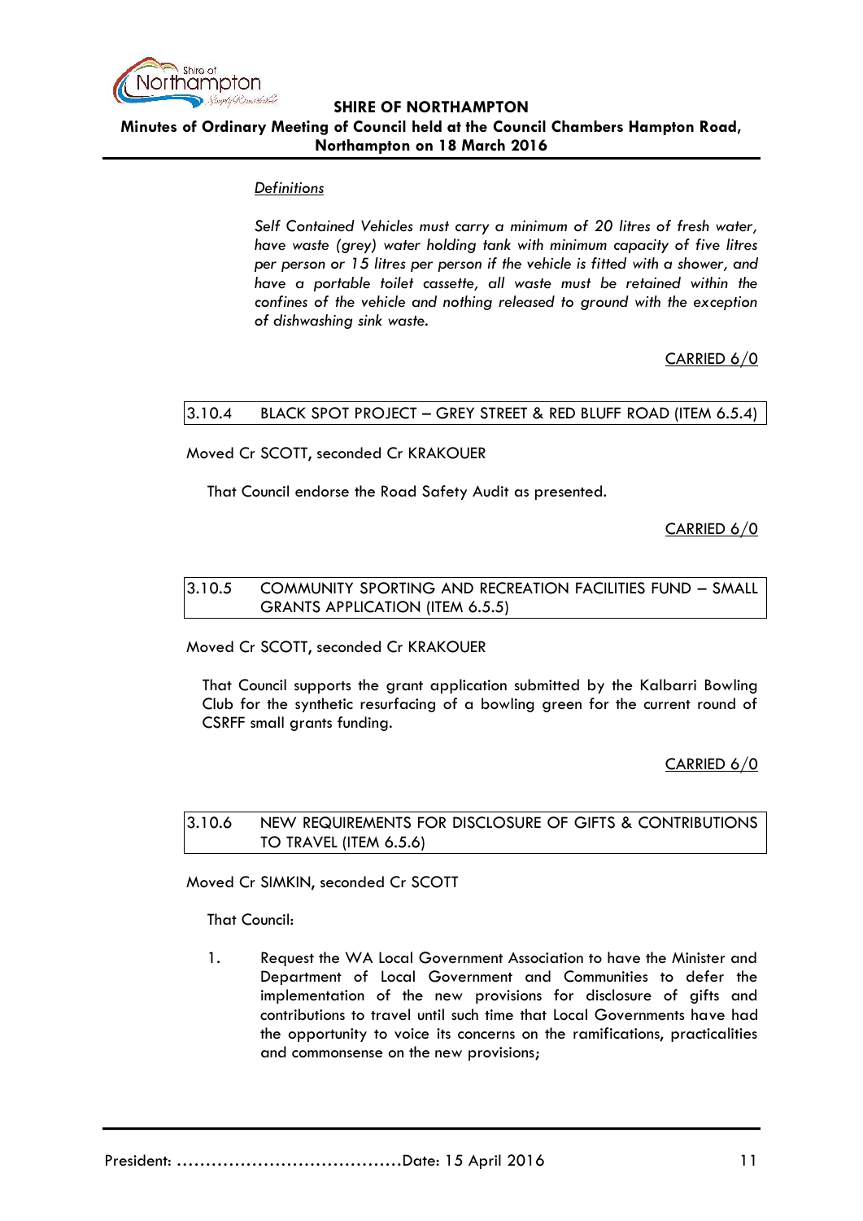*Definitions*

*Self Contained Vehicles must carry a minimum of 20 litres of fresh water, have waste (grey) water holding tank with minimum capacity of five litres per person or 15 litres per person if the vehicle is fitted with a shower, and have a portable toilet cassette, all waste must be retained within the confines of the vehicle and nothing released to ground with the exception of dishwashing sink waste.*

CARRIED 6/0

### 3.10.4 BLACK SPOT PROJECT – GREY STREET & RED BLUFF ROAD (ITEM 6.5.4)

Moved Cr SCOTT, seconded Cr KRAKOUER

That Council endorse the Road Safety Audit as presented.

CARRIED 6/0

### 3.10.5 COMMUNITY SPORTING AND RECREATION FACILITIES FUND – SMALL GRANTS APPLICATION (ITEM 6.5.5)

Moved Cr SCOTT, seconded Cr KRAKOUER

That Council supports the grant application submitted by the Kalbarri Bowling Club for the synthetic resurfacing of a bowling green for the current round of CSRFF small grants funding.

CARRIED 6/0

### 3.10.6 NEW REQUIREMENTS FOR DISCLOSURE OF GIFTS & CONTRIBUTIONS TO TRAVEL (ITEM 6.5.6)

Moved Cr SIMKIN, seconded Cr SCOTT

That Council:

1. Request the WA Local Government Association to have the Minister and Department of Local Government and Communities to defer the implementation of the new provisions for disclosure of gifts and contributions to travel until such time that Local Governments have had the opportunity to voice its concerns on the ramifications, practicalities and commonsense on the new provisions;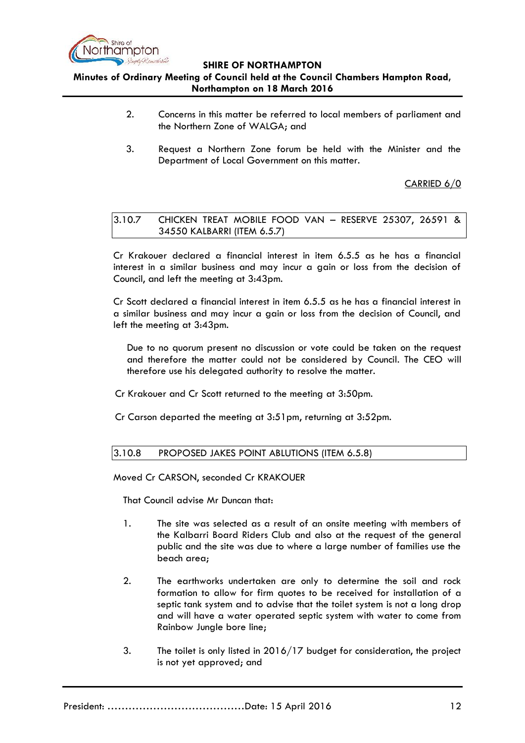2. Concerns in this matter be referred to local members of parliament and the Northern Zone of WALGA; and

3. Request a Northern Zone forum be held with the Minister and the Department of Local Government on this matter.

CARRIED 6/0

### 3.10.7 CHICKEN TREAT MOBILE FOOD VAN – RESERVE 25307, 26591 & 34550 KALBARRI (ITEM 6.5.7)

Cr Krakouer declared a financial interest in item 6.5.5 as he has a financial interest in a similar business and may incur a gain or loss from the decision of Council, and left the meeting at 3:43pm.

Cr Scott declared a financial interest in item 6.5.5 as he has a financial interest in a similar business and may incur a gain or loss from the decision of Council, and left the meeting at 3:43pm.

Due to no quorum present no discussion or vote could be taken on the request and therefore the matter could not be considered by Council. The CEO will therefore use his delegated authority to resolve the matter.

Cr Krakouer and Cr Scott returned to the meeting at 3:50pm.

Cr Carson departed the meeting at 3:51pm, returning at 3:52pm.

### 3.10.8 PROPOSED JAKES POINT ABLUTIONS (ITEM 6.5.8)

Moved Cr CARSON, seconded Cr KRAKOUER

That Council advise Mr Duncan that:

1. The site was selected as a result of an onsite meeting with members of the Kalbarri Board Riders Club and also at the request of the general public and the site was due to where a large number of families use the beach area;

2. The earthworks undertaken are only to determine the soil and rock formation to allow for firm quotes to be received for installation of a septic tank system and to advise that the toilet system is not a long drop and will have a water operated septic system with water to come from Rainbow Jungle bore line;

3. The toilet is only listed in 2016/17 budget for consideration, the project is not yet approved; and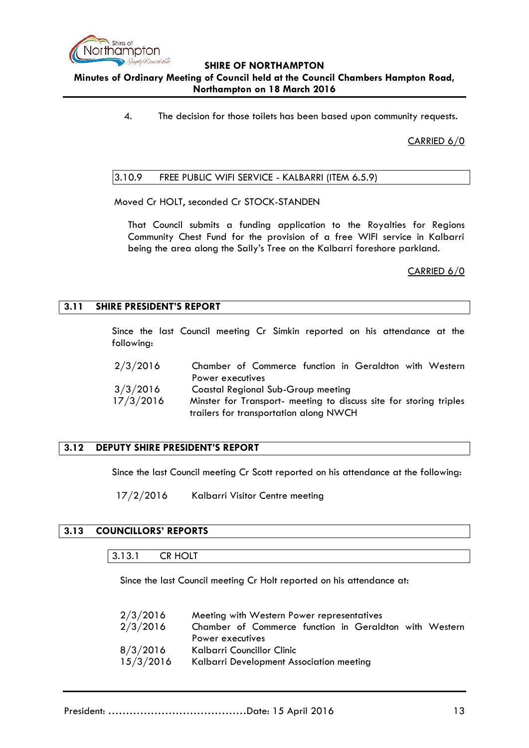4. The decision for those toilets has been based upon community requests.

CARRIED 6/0

### 3.10.9 FREE PUBLIC WIFI SERVICE - KALBARRI (ITEM 6.5.9)

Moved Cr HOLT, seconded Cr STOCK-STANDEN

That Council submits a funding application to the Royalties for Regions Community Chest Fund for the provision of a free WIFI service in Kalbarri being the area along the Sally's Tree on the Kalbarri foreshore parkland.

CARRIED 6/0

## 3.11 SHIRE PRESIDENT'S REPORT

Since the last Council meeting Cr Simkin reported on his attendance at the following:

| | |
|---|---|
| 2/3/2016 | Chamber of Commerce function in Geraldton with Western Power executives |
| 3/3/2016 | Coastal Regional Sub-Group meeting |
| 17/3/2016 | Minster for Transport- meeting to discuss site for storing triples trailers for transportation along NWCH |

## 3.12 DEPUTY SHIRE PRESIDENT'S REPORT

Since the last Council meeting Cr Scott reported on his attendance at the following:

| | |
|---|---|
| 17/2/2016 | Kalbarri Visitor Centre meeting |

## 3.13 COUNCILLORS' REPORTS

### 3.13.1 CR HOLT

Since the last Council meeting Cr Holt reported on his attendance at:

| | |
|---|---|
| 2/3/2016 | Meeting with Western Power representatives |
| 2/3/2016 | Chamber of Commerce function in Geraldton with Western Power executives |
| 8/3/2016 | Kalbarri Councillor Clinic |
| 15/3/2016 | Kalbarri Development Association meeting |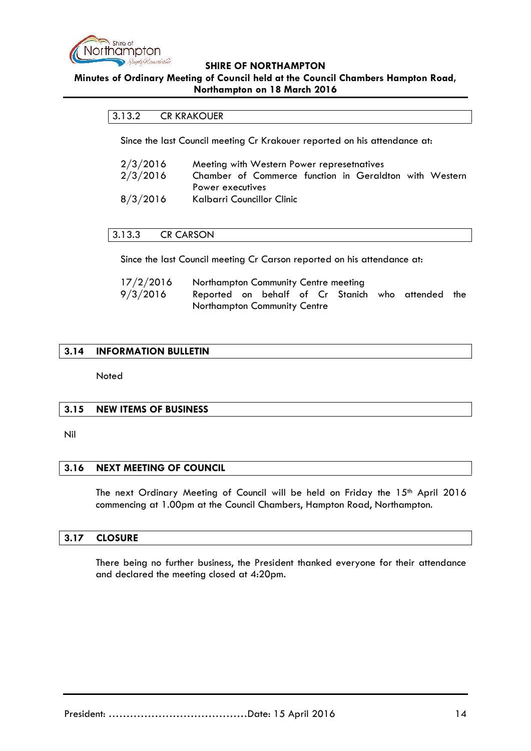### 3.13.2 CR KRAKOUER

Since the last Council meeting Cr Krakouer reported on his attendance at:

| | |
|---|---|
| 2/3/2016 | Meeting with Western Power represetnatives |
| 2/3/2016 | Chamber of Commerce function in Geraldton with Western Power executives |
| 8/3/2016 | Kalbarri Councillor Clinic |

### 3.13.3 CR CARSON

Since the last Council meeting Cr Carson reported on his attendance at:

| | |
|---|---|
| 17/2/2016 | Northampton Community Centre meeting |
| 9/3/2016 | Reported on behalf of Cr Stanich who attended the Northampton Community Centre |

## 3.14 INFORMATION BULLETIN

Noted

## 3.15 NEW ITEMS OF BUSINESS

Nil

## 3.16 NEXT MEETING OF COUNCIL

The next Ordinary Meeting of Council will be held on Friday the 15th April 2016 commencing at 1.00pm at the Council Chambers, Hampton Road, Northampton.

## 3.17 CLOSURE

There being no further business, the President thanked everyone for their attendance and declared the meeting closed at 4:20pm.

President: ……………………………………Date: 15 April 2016